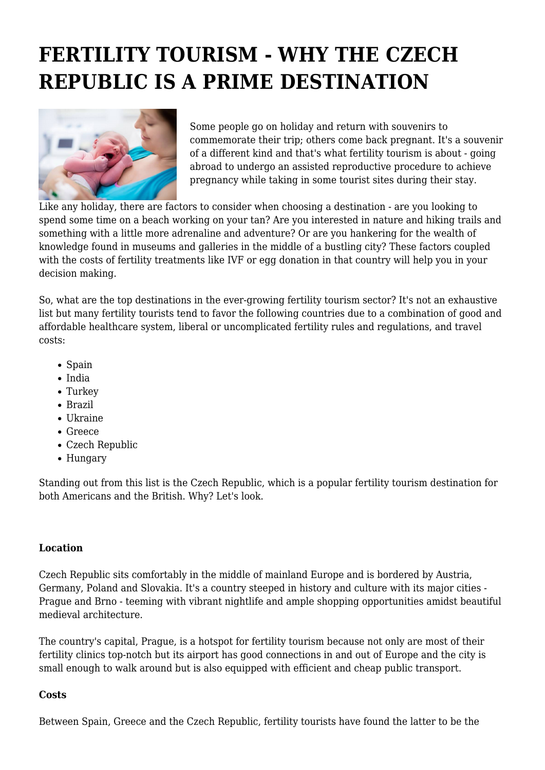# FERTILITY TOURISM - WHY THE CZECH REPUBLIC IS A PRIME DESTINATION

Some people go on holiday and return with souvenirs to commemorate their trip; others come back pregnant. It's a souvenir of a different kind and that's what fertility tourism is about - going abroad to undergo an assisted reproductive procedure to achieve pregnancy while taking in some tourist sites during their stay.

Like any holiday, there are factors to consider when choosing a destination - are you looking to spend some time on a beach working on your tan? Are you interested in nature and hiking trails and something with a little more adrenaline and adventure? Or are you hankering for the wealth of knowledge found in museums and galleries in the middle of a bustling city? These factors coupled with the costs of fertility treatments like IVF or egg donation in that country will help you in your decision making.

So, what are the top destinations in the ever-growing fertility tourism sector? It's not an exhaustive list but many fertility tourists tend to favor the following countries due to a combination of good and affordable healthcare system, liberal or uncomplicated fertility rules and regulations, and travel costs:

- Spain
- India
- Turkey
- Brazil
- Ukraine
- Greece
- Czech Republic
- Hungary

Standing out from this list is the Czech Republic, which is a popular fertility tourism destination for both Americans and the British. Why? Let's look.

**Location**

Czech Republic sits comfortably in the middle of mainland Europe and is bordered by Austria, Germany, Poland and Slovakia. It's a country steeped in history and culture with its major cities - Prague and Brno - teeming with vibrant nightlife and ample shopping opportunities amidst beautiful medieval architecture.

The country's capital, Prague, is a hotspot for fertility tourism because not only are most of their fertility clinics top-notch but its airport has good connections in and out of Europe and the city is small enough to walk around but is also equipped with efficient and cheap public transport.

**Costs**

Between Spain, Greece and the Czech Republic, fertility tourists have found the latter to be the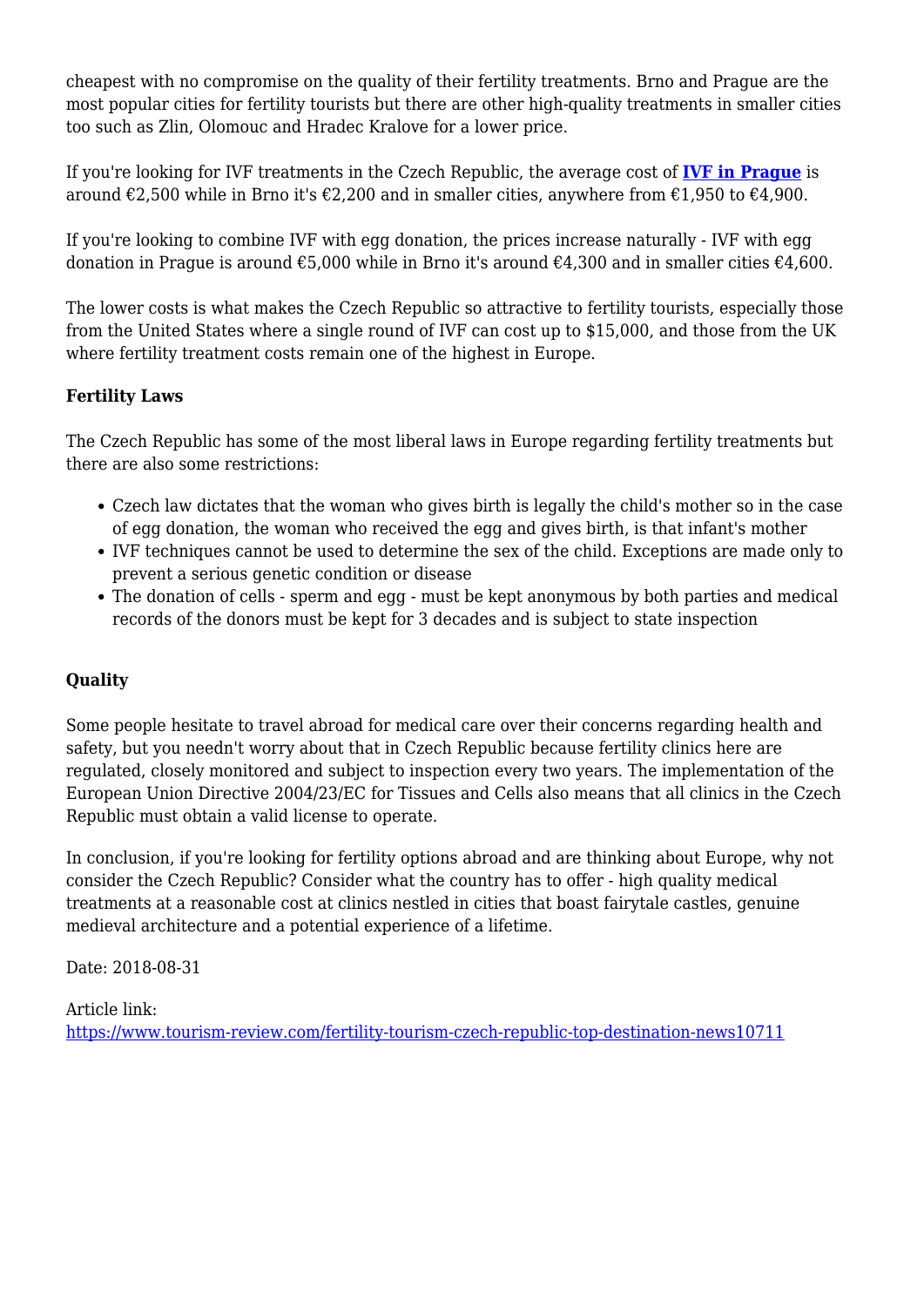cheapest with no compromise on the quality of their fertility treatments. Brno and Prague are the most popular cities for fertility tourists but there are other high-quality treatments in smaller cities too such as Zlin, Olomouc and Hradec Kralove for a lower price.

If you're looking for IVF treatments in the Czech Republic, the average cost of **IVF in Prague** is around €2,500 while in Brno it's €2,200 and in smaller cities, anywhere from €1,950 to €4,900.

If you're looking to combine IVF with egg donation, the prices increase naturally - IVF with egg donation in Prague is around €5,000 while in Brno it's around €4,300 and in smaller cities €4,600.

The lower costs is what makes the Czech Republic so attractive to fertility tourists, especially those from the United States where a single round of IVF can cost up to $15,000, and those from the UK where fertility treatment costs remain one of the highest in Europe.

**Fertility Laws**

The Czech Republic has some of the most liberal laws in Europe regarding fertility treatments but there are also some restrictions:

- Czech law dictates that the woman who gives birth is legally the child's mother so in the case of egg donation, the woman who received the egg and gives birth, is that infant's mother
- IVF techniques cannot be used to determine the sex of the child. Exceptions are made only to prevent a serious genetic condition or disease
- The donation of cells - sperm and egg - must be kept anonymous by both parties and medical records of the donors must be kept for 3 decades and is subject to state inspection

**Quality**

Some people hesitate to travel abroad for medical care over their concerns regarding health and safety, but you needn't worry about that in Czech Republic because fertility clinics here are regulated, closely monitored and subject to inspection every two years. The implementation of the European Union Directive 2004/23/EC for Tissues and Cells also means that all clinics in the Czech Republic must obtain a valid license to operate.

In conclusion, if you're looking for fertility options abroad and are thinking about Europe, why not consider the Czech Republic? Consider what the country has to offer - high quality medical treatments at a reasonable cost at clinics nestled in cities that boast fairytale castles, genuine medieval architecture and a potential experience of a lifetime.

Date: 2018-08-31

Article link:
https://www.tourism-review.com/fertility-tourism-czech-republic-top-destination-news10711